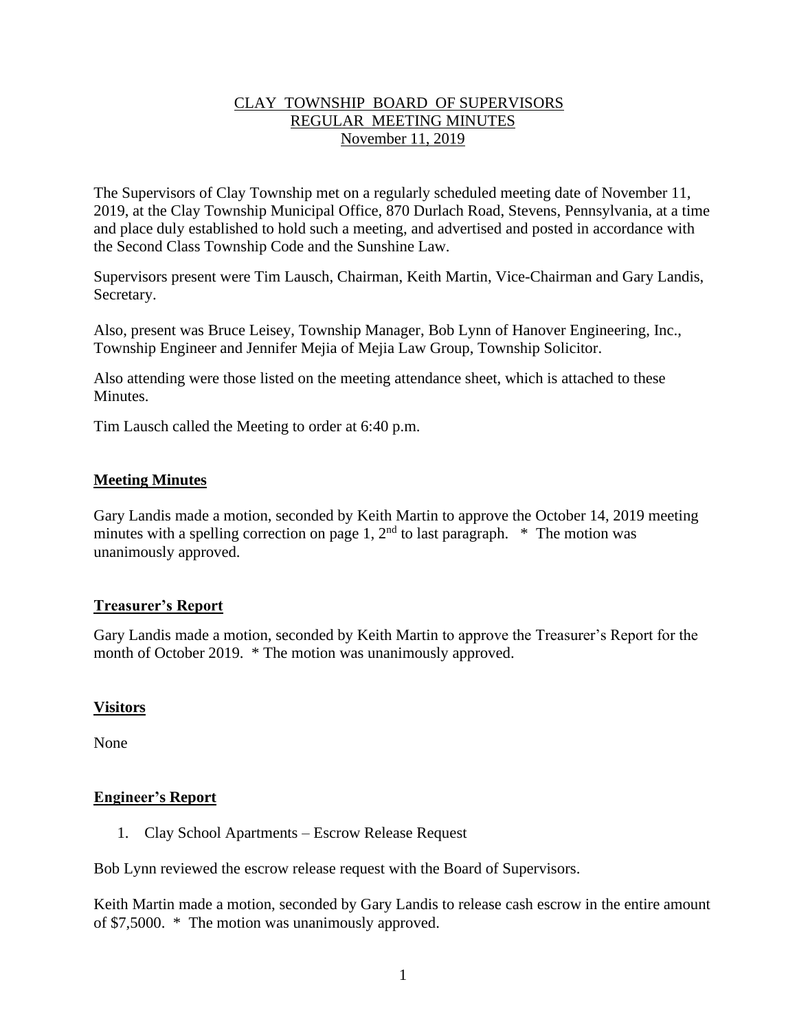CLAY TOWNSHIP BOARD OF SUPERVISORS
REGULAR MEETING MINUTES
November 11, 2019

The Supervisors of Clay Township met on a regularly scheduled meeting date of November 11, 2019, at the Clay Township Municipal Office, 870 Durlach Road, Stevens, Pennsylvania, at a time and place duly established to hold such a meeting, and advertised and posted in accordance with the Second Class Township Code and the Sunshine Law.

Supervisors present were Tim Lausch, Chairman, Keith Martin, Vice-Chairman and Gary Landis, Secretary.

Also, present was Bruce Leisey, Township Manager, Bob Lynn of Hanover Engineering, Inc., Township Engineer and Jennifer Mejia of Mejia Law Group, Township Solicitor.

Also attending were those listed on the meeting attendance sheet, which is attached to these Minutes.

Tim Lausch called the Meeting to order at 6:40 p.m.

**Meeting Minutes**

Gary Landis made a motion, seconded by Keith Martin to approve the October 14, 2019 meeting minutes with a spelling correction on page 1, 2nd to last paragraph. * The motion was unanimously approved.

**Treasurer's Report**

Gary Landis made a motion, seconded by Keith Martin to approve the Treasurer's Report for the month of October 2019. * The motion was unanimously approved.

**Visitors**

None

**Engineer's Report**

1. Clay School Apartments – Escrow Release Request

Bob Lynn reviewed the escrow release request with the Board of Supervisors.

Keith Martin made a motion, seconded by Gary Landis to release cash escrow in the entire amount of $7,5000. * The motion was unanimously approved.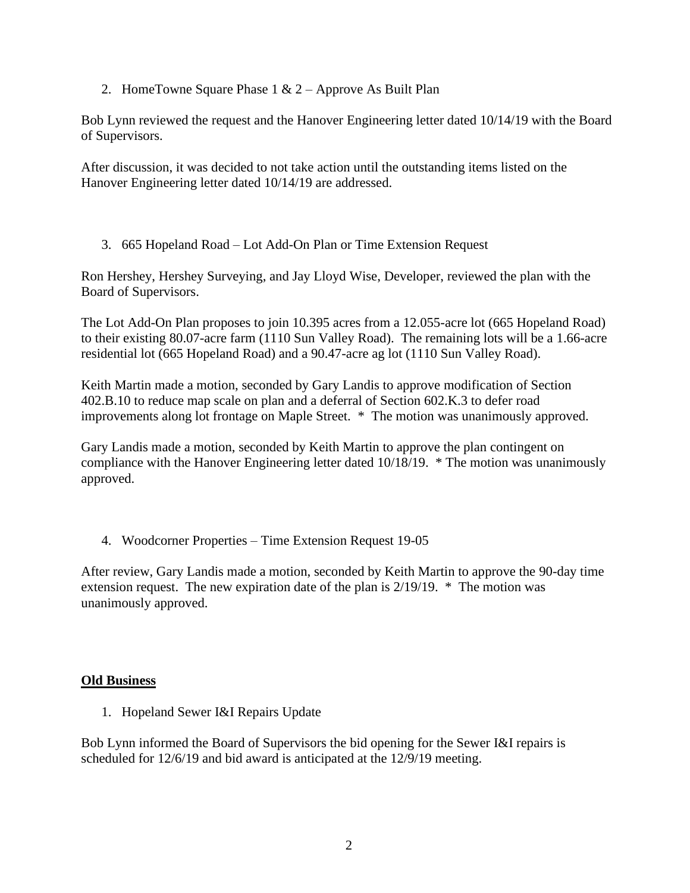2. HomeTowne Square Phase 1 & 2 – Approve As Built Plan

Bob Lynn reviewed the request and the Hanover Engineering letter dated 10/14/19 with the Board of Supervisors.

After discussion, it was decided to not take action until the outstanding items listed on the Hanover Engineering letter dated 10/14/19 are addressed.

3. 665 Hopeland Road – Lot Add-On Plan or Time Extension Request

Ron Hershey, Hershey Surveying, and Jay Lloyd Wise, Developer, reviewed the plan with the Board of Supervisors.

The Lot Add-On Plan proposes to join 10.395 acres from a 12.055-acre lot (665 Hopeland Road) to their existing 80.07-acre farm (1110 Sun Valley Road). The remaining lots will be a 1.66-acre residential lot (665 Hopeland Road) and a 90.47-acre ag lot (1110 Sun Valley Road).

Keith Martin made a motion, seconded by Gary Landis to approve modification of Section 402.B.10 to reduce map scale on plan and a deferral of Section 602.K.3 to defer road improvements along lot frontage on Maple Street. * The motion was unanimously approved.

Gary Landis made a motion, seconded by Keith Martin to approve the plan contingent on compliance with the Hanover Engineering letter dated 10/18/19. * The motion was unanimously approved.

4. Woodcorner Properties – Time Extension Request 19-05

After review, Gary Landis made a motion, seconded by Keith Martin to approve the 90-day time extension request. The new expiration date of the plan is 2/19/19. * The motion was unanimously approved.

**Old Business**

1. Hopeland Sewer I&I Repairs Update

Bob Lynn informed the Board of Supervisors the bid opening for the Sewer I&I repairs is scheduled for 12/6/19 and bid award is anticipated at the 12/9/19 meeting.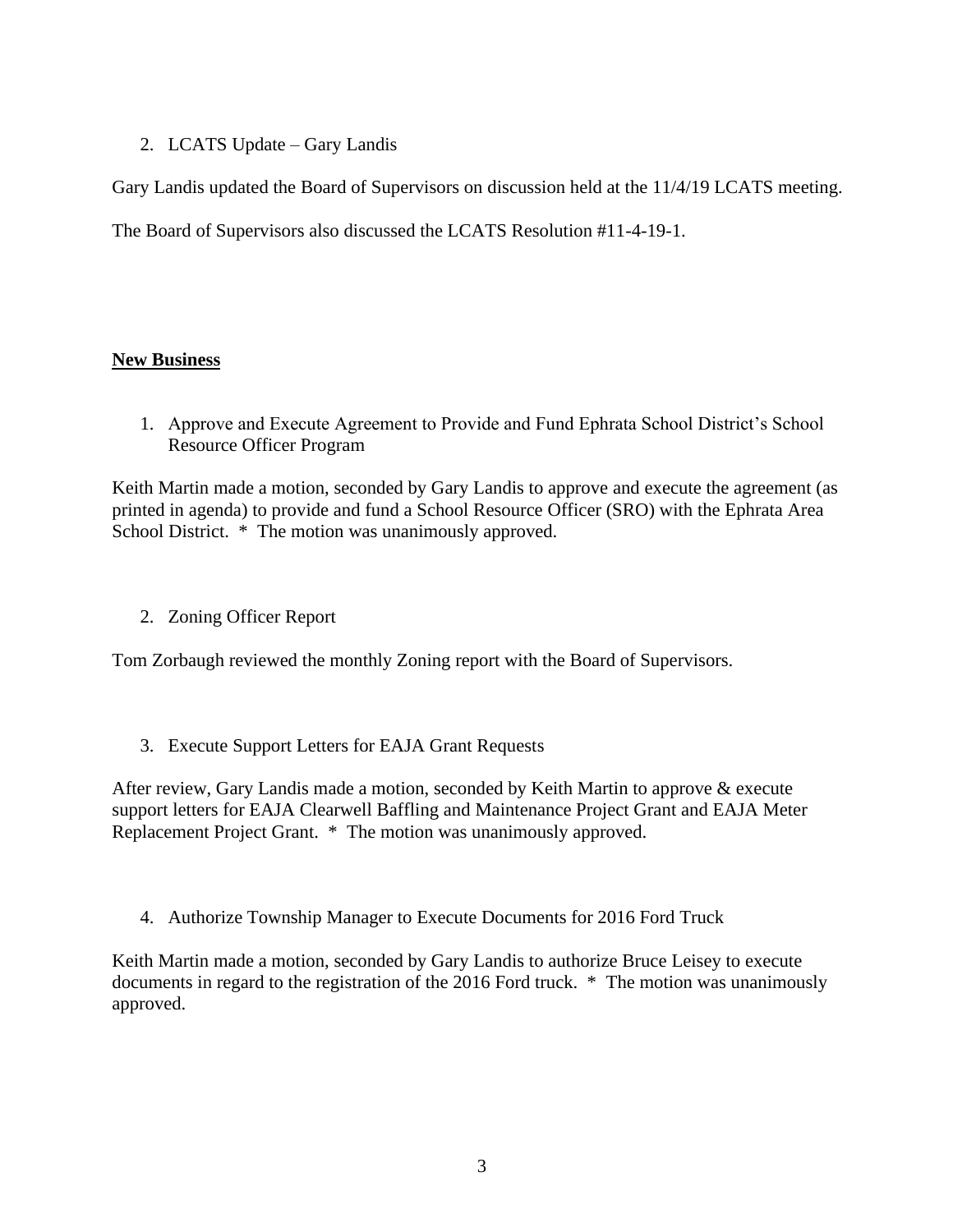2. LCATS Update – Gary Landis

Gary Landis updated the Board of Supervisors on discussion held at the 11/4/19 LCATS meeting.

The Board of Supervisors also discussed the LCATS Resolution #11-4-19-1.

**New Business**

1. Approve and Execute Agreement to Provide and Fund Ephrata School District's School Resource Officer Program

Keith Martin made a motion, seconded by Gary Landis to approve and execute the agreement (as printed in agenda) to provide and fund a School Resource Officer (SRO) with the Ephrata Area School District. * The motion was unanimously approved.

2. Zoning Officer Report

Tom Zorbaugh reviewed the monthly Zoning report with the Board of Supervisors.

3. Execute Support Letters for EAJA Grant Requests

After review, Gary Landis made a motion, seconded by Keith Martin to approve & execute support letters for EAJA Clearwell Baffling and Maintenance Project Grant and EAJA Meter Replacement Project Grant. * The motion was unanimously approved.

4. Authorize Township Manager to Execute Documents for 2016 Ford Truck

Keith Martin made a motion, seconded by Gary Landis to authorize Bruce Leisey to execute documents in regard to the registration of the 2016 Ford truck. * The motion was unanimously approved.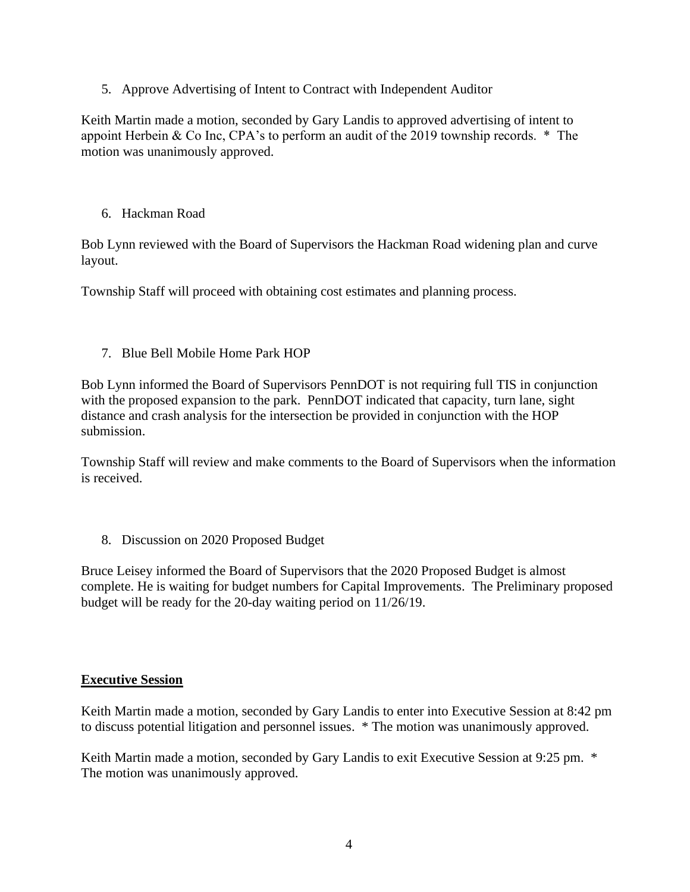5. Approve Advertising of Intent to Contract with Independent Auditor

Keith Martin made a motion, seconded by Gary Landis to approved advertising of intent to appoint Herbein & Co Inc, CPA's to perform an audit of the 2019 township records. * The motion was unanimously approved.

6. Hackman Road

Bob Lynn reviewed with the Board of Supervisors the Hackman Road widening plan and curve layout.

Township Staff will proceed with obtaining cost estimates and planning process.

7. Blue Bell Mobile Home Park HOP

Bob Lynn informed the Board of Supervisors PennDOT is not requiring full TIS in conjunction with the proposed expansion to the park. PennDOT indicated that capacity, turn lane, sight distance and crash analysis for the intersection be provided in conjunction with the HOP submission.

Township Staff will review and make comments to the Board of Supervisors when the information is received.

8. Discussion on 2020 Proposed Budget

Bruce Leisey informed the Board of Supervisors that the 2020 Proposed Budget is almost complete. He is waiting for budget numbers for Capital Improvements. The Preliminary proposed budget will be ready for the 20-day waiting period on 11/26/19.

**Executive Session**

Keith Martin made a motion, seconded by Gary Landis to enter into Executive Session at 8:42 pm to discuss potential litigation and personnel issues. * The motion was unanimously approved.

Keith Martin made a motion, seconded by Gary Landis to exit Executive Session at 9:25 pm. * The motion was unanimously approved.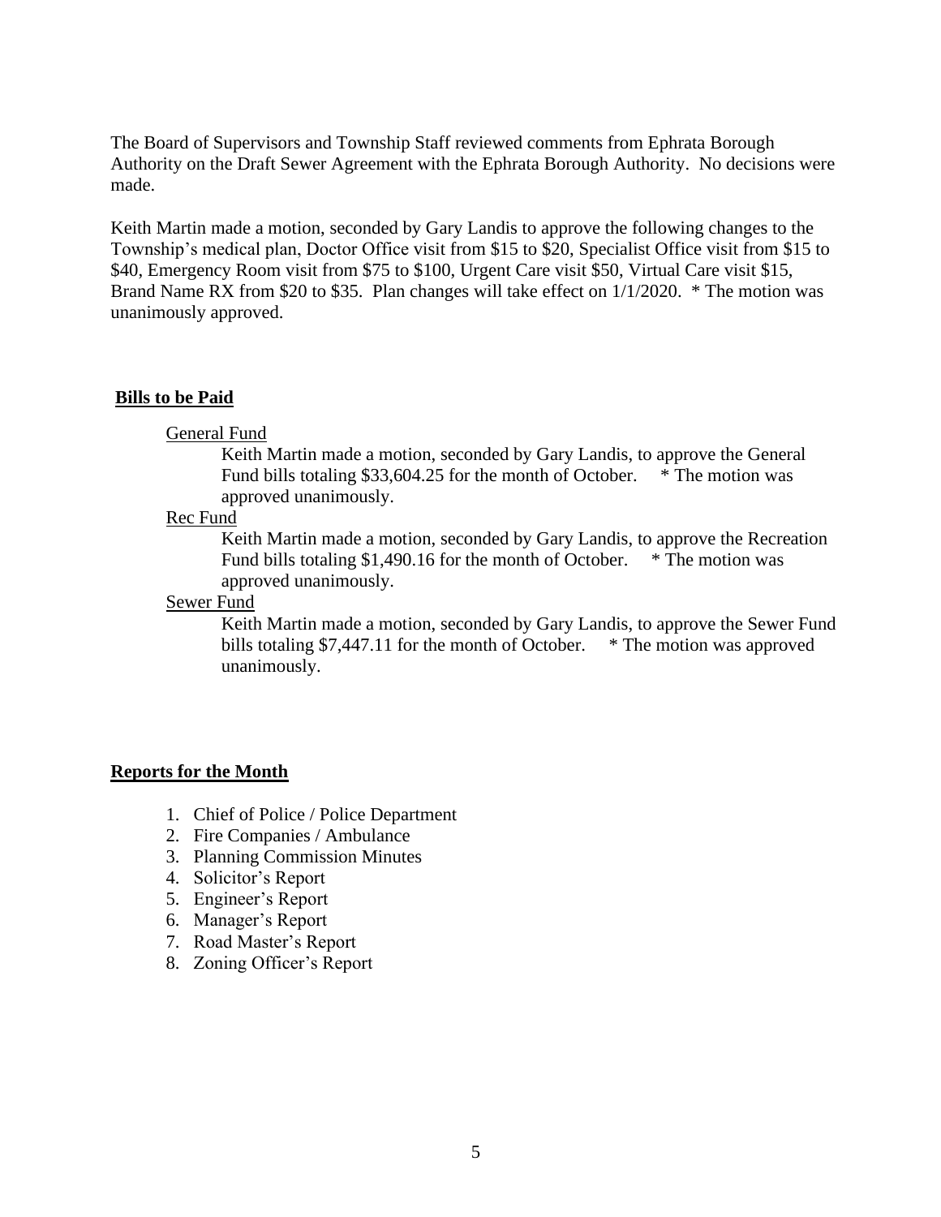The Board of Supervisors and Township Staff reviewed comments from Ephrata Borough Authority on the Draft Sewer Agreement with the Ephrata Borough Authority. No decisions were made.

Keith Martin made a motion, seconded by Gary Landis to approve the following changes to the Township's medical plan, Doctor Office visit from $15 to $20, Specialist Office visit from $15 to $40, Emergency Room visit from $75 to $100, Urgent Care visit $50, Virtual Care visit $15, Brand Name RX from $20 to $35. Plan changes will take effect on 1/1/2020. * The motion was unanimously approved.

**Bills to be Paid**

General Fund

Keith Martin made a motion, seconded by Gary Landis, to approve the General Fund bills totaling $33,604.25 for the month of October. * The motion was approved unanimously.

Rec Fund

Keith Martin made a motion, seconded by Gary Landis, to approve the Recreation Fund bills totaling $1,490.16 for the month of October. * The motion was approved unanimously.

Sewer Fund

Keith Martin made a motion, seconded by Gary Landis, to approve the Sewer Fund bills totaling $7,447.11 for the month of October. * The motion was approved unanimously.

**Reports for the Month**

1. Chief of Police / Police Department
2. Fire Companies / Ambulance
3. Planning Commission Minutes
4. Solicitor's Report
5. Engineer's Report
6. Manager's Report
7. Road Master's Report
8. Zoning Officer's Report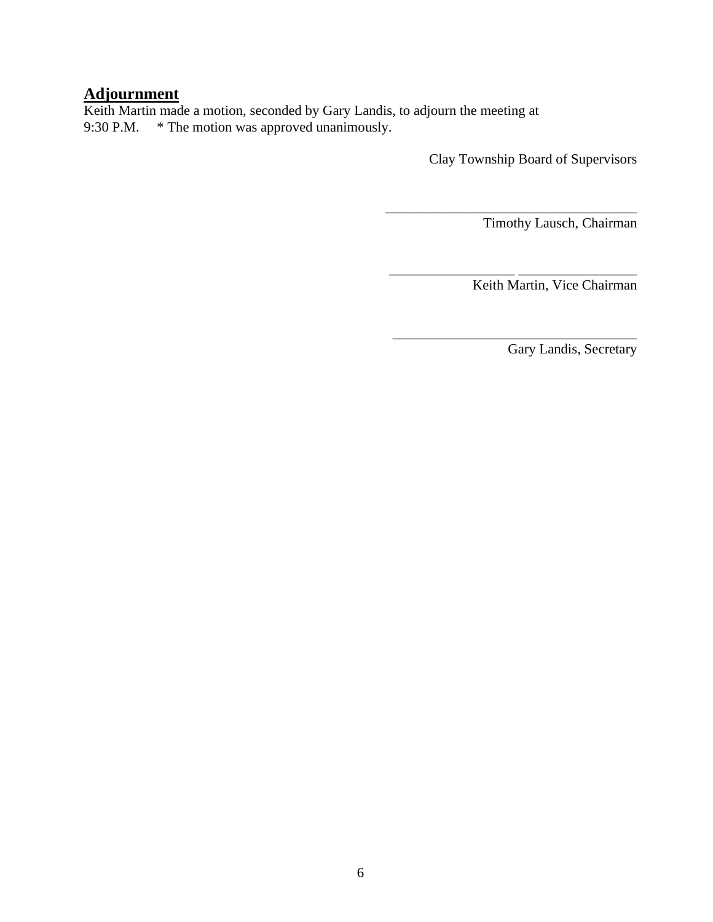## Adjournment

Keith Martin made a motion, seconded by Gary Landis, to adjourn the meeting at 9:30 P.M. * The motion was approved unanimously.

Clay Township Board of Supervisors

_____________________________________
Timothy Lausch, Chairman

_____________________________________
Keith Martin, Vice Chairman

_____________________________________
Gary Landis, Secretary